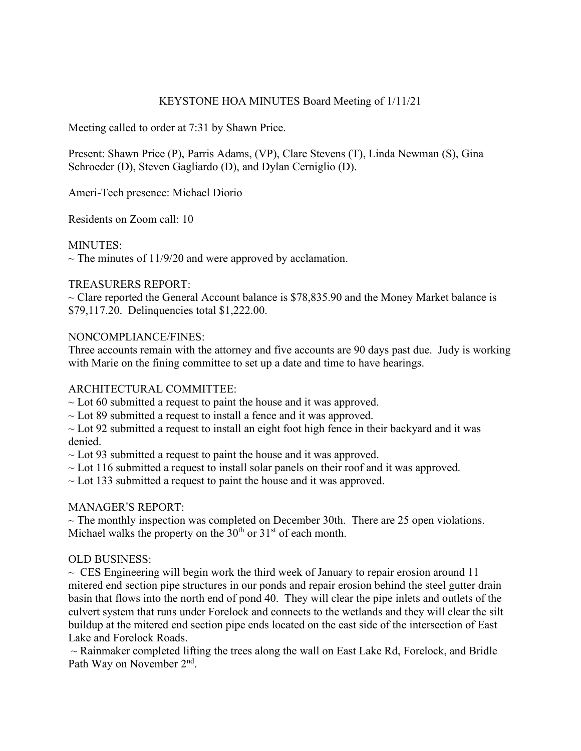# KEYSTONE HOA MINUTES Board Meeting of 1/11/21

Meeting called to order at 7:31 by Shawn Price.

Present: Shawn Price (P), Parris Adams, (VP), Clare Stevens (T), Linda Newman (S), Gina Schroeder (D), Steven Gagliardo (D), and Dylan Cerniglio (D).

Ameri-Tech presence: Michael Diorio

Residents on Zoom call: 10

## MINUTES:

~ The minutes of 11/9/20 and were approved by acclamation.

## TREASURERS REPORT:

~ Clare reported the General Account balance is $78,835.90 and the Money Market balance is $79,117.20. Delinquencies total $1,222.00.

## NONCOMPLIANCE/FINES:

Three accounts remain with the attorney and five accounts are 90 days past due. Judy is working with Marie on the fining committee to set up a date and time to have hearings.

## ARCHITECTURAL COMMITTEE:

~ Lot 60 submitted a request to paint the house and it was approved.
~ Lot 89 submitted a request to install a fence and it was approved.
~ Lot 92 submitted a request to install an eight foot high fence in their backyard and it was denied.
~ Lot 93 submitted a request to paint the house and it was approved.
~ Lot 116 submitted a request to install solar panels on their roof and it was approved.
~ Lot 133 submitted a request to paint the house and it was approved.

## MANAGER'S REPORT:

~ The monthly inspection was completed on December 30th. There are 25 open violations. Michael walks the property on the 30th or 31st of each month.

## OLD BUSINESS:

~ CES Engineering will begin work the third week of January to repair erosion around 11 mitered end section pipe structures in our ponds and repair erosion behind the steel gutter drain basin that flows into the north end of pond 40. They will clear the pipe inlets and outlets of the culvert system that runs under Forelock and connects to the wetlands and they will clear the silt buildup at the mitered end section pipe ends located on the east side of the intersection of East Lake and Forelock Roads.

~ Rainmaker completed lifting the trees along the wall on East Lake Rd, Forelock, and Bridle Path Way on November 2nd.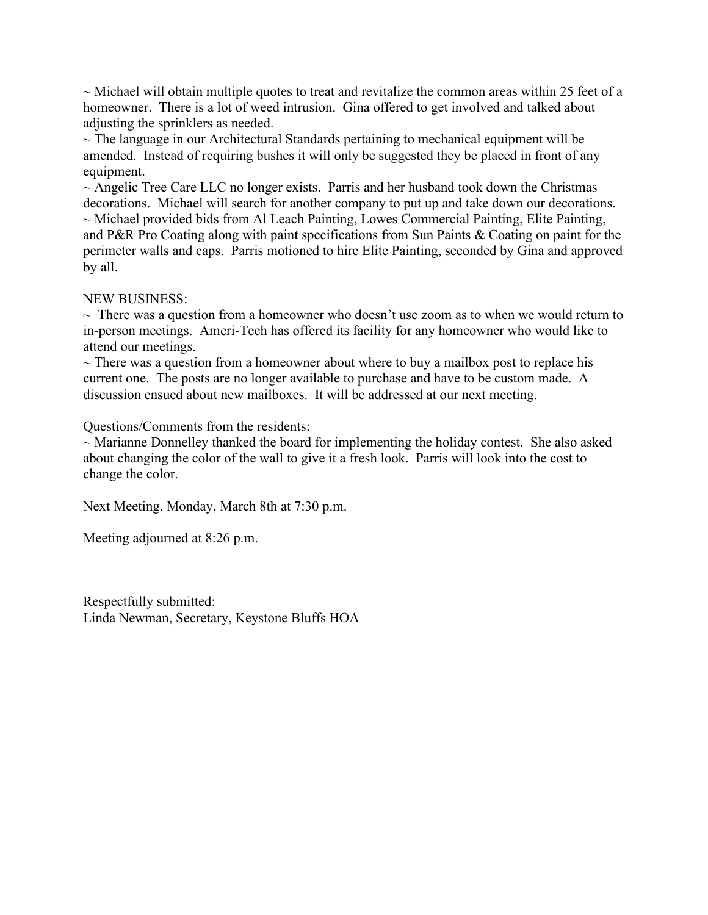~ Michael will obtain multiple quotes to treat and revitalize the common areas within 25 feet of a homeowner. There is a lot of weed intrusion. Gina offered to get involved and talked about adjusting the sprinklers as needed.

~ The language in our Architectural Standards pertaining to mechanical equipment will be amended. Instead of requiring bushes it will only be suggested they be placed in front of any equipment.

~ Angelic Tree Care LLC no longer exists. Parris and her husband took down the Christmas decorations. Michael will search for another company to put up and take down our decorations.

~ Michael provided bids from Al Leach Painting, Lowes Commercial Painting, Elite Painting, and P&R Pro Coating along with paint specifications from Sun Paints & Coating on paint for the perimeter walls and caps. Parris motioned to hire Elite Painting, seconded by Gina and approved by all.

NEW BUSINESS:

~ There was a question from a homeowner who doesn't use zoom as to when we would return to in-person meetings. Ameri-Tech has offered its facility for any homeowner who would like to attend our meetings.

~ There was a question from a homeowner about where to buy a mailbox post to replace his current one. The posts are no longer available to purchase and have to be custom made. A discussion ensued about new mailboxes. It will be addressed at our next meeting.

Questions/Comments from the residents:

~ Marianne Donnelley thanked the board for implementing the holiday contest. She also asked about changing the color of the wall to give it a fresh look. Parris will look into the cost to change the color.

Next Meeting, Monday, March 8th at 7:30 p.m.

Meeting adjourned at 8:26 p.m.

Respectfully submitted:
Linda Newman, Secretary, Keystone Bluffs HOA